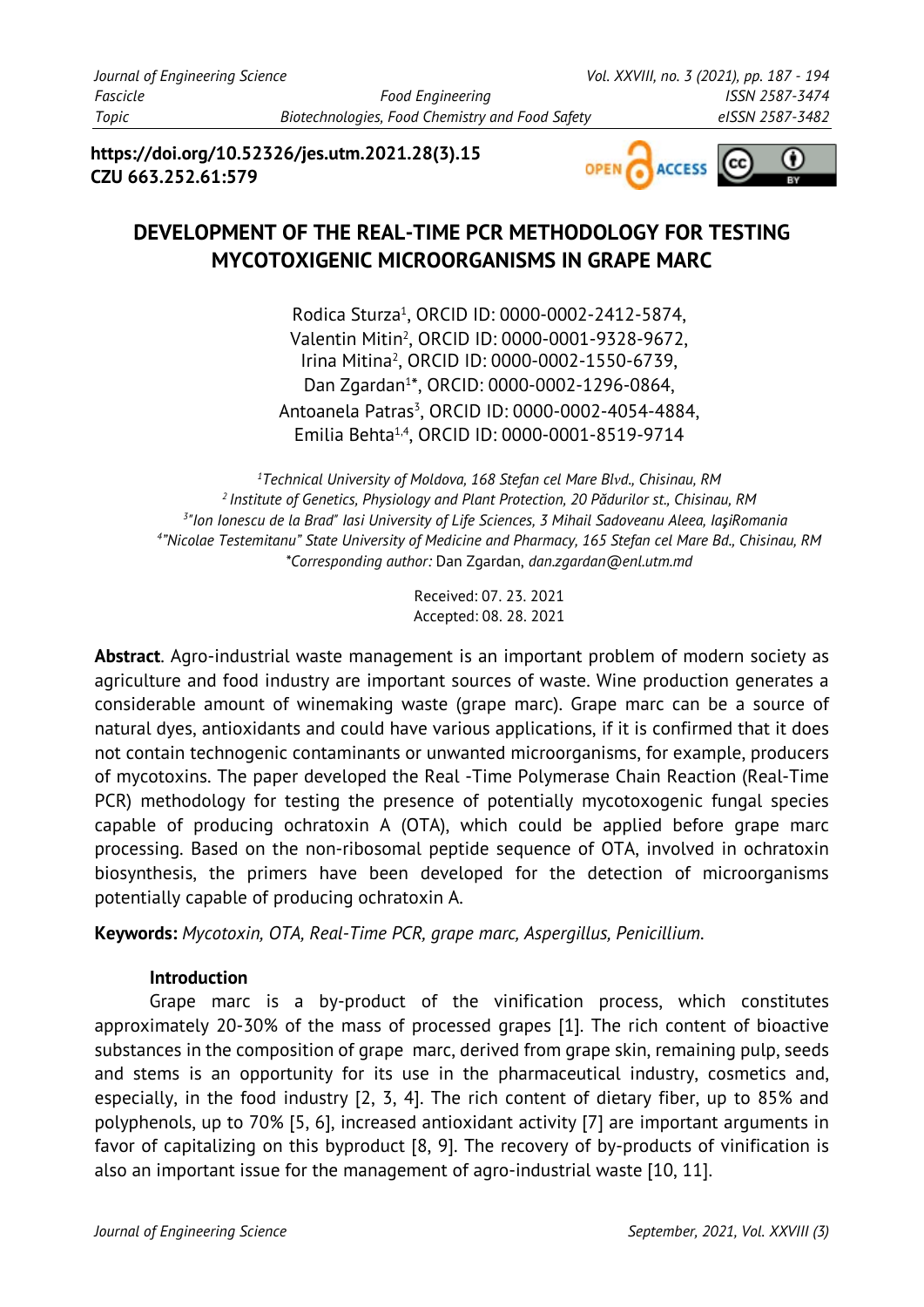https://doi.org/10.52326/jes.utm.2021.28(3).15
CZU 663.252.61:579

# DEVELOPMENT OF THE REAL-TIME PCR METHODOLOGY FOR TESTING MYCOTOXIGENIC MICROORGANISMS IN GRAPE MARC

Rodica Sturza[1], ORCID ID: 0000-0002-2412-5874,
Valentin Mitin[2], ORCID ID: 0000-0001-9328-9672,
Irina Mitina[2], ORCID ID: 0000-0002-1550-6739,
Dan Zgardan[1]*, ORCID: 0000-0002-1296-0864,
Antoanela Patras[3], ORCID ID: 0000-0002-4054-4884,
Emilia Behta[1,4], ORCID ID: 0000-0001-8519-9714

[1] *Technical University of Moldova, 168 Stefan cel Mare Blvd., Chisinau, RM*
[2] *Institute of Genetics, Physiology and Plant Protection, 20 Pădurilor st., Chisinau, RM*
[3] *"Ion Ionescu de la Brad" Iasi University of Life Sciences, 3 Mihail Sadoveanu Aleea, IaşiRomania*
[4] *"Nicolae Testemitanu" State University of Medicine and Pharmacy, 165 Stefan cel Mare Bd., Chisinau, RM*
*\*Corresponding author:* Dan Zgardan, *dan.zgardan@enl.utm.md*

Received: 07. 23. 2021
Accepted: 08. 28. 2021

**Abstract**. Agro-industrial waste management is an important problem of modern society as agriculture and food industry are important sources of waste. Wine production generates a considerable amount of winemaking waste (grape marc). Grape marc can be a source of natural dyes, antioxidants and could have various applications, if it is confirmed that it does not contain technogenic contaminants or unwanted microorganisms, for example, producers of mycotoxins. The paper developed the Real -Time Polymerase Chain Reaction (Real-Time PCR) methodology for testing the presence of potentially mycotoxogenic fungal species capable of producing ochratoxin A (OTA), which could be applied before grape marc processing. Based on the non-ribosomal peptide sequence of OTA, involved in ochratoxin biosynthesis, the primers have been developed for the detection of microorganisms potentially capable of producing ochratoxin A.

**Keywords:** *Mycotoxin, OTA, Real-Time PCR, grape marc, Aspergillus, Penicillium.*

## Introduction

Grape marc is a by-product of the vinification process, which constitutes approximately 20-30% of the mass of processed grapes [1]. The rich content of bioactive substances in the composition of grape marc, derived from grape skin, remaining pulp, seeds and stems is an opportunity for its use in the pharmaceutical industry, cosmetics and, especially, in the food industry [2, 3, 4]. The rich content of dietary fiber, up to 85% and polyphenols, up to 70% [5, 6], increased antioxidant activity [7] are important arguments in favor of capitalizing on this byproduct [8, 9]. The recovery of by-products of vinification is also an important issue for the management of agro-industrial waste [10, 11].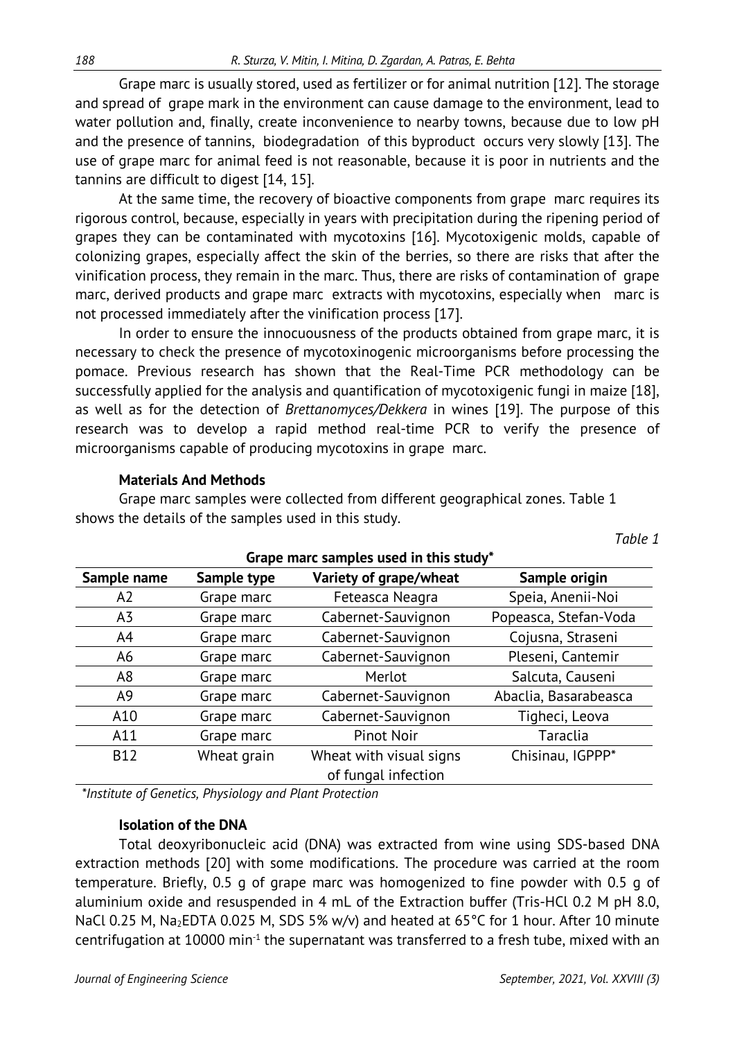Grape marc is usually stored, used as fertilizer or for animal nutrition [12]. The storage and spread of grape mark in the environment can cause damage to the environment, lead to water pollution and, finally, create inconvenience to nearby towns, because due to low pH and the presence of tannins, biodegradation of this byproduct occurs very slowly [13]. The use of grape marc for animal feed is not reasonable, because it is poor in nutrients and the tannins are difficult to digest [14, 15].

At the same time, the recovery of bioactive components from grape marc requires its rigorous control, because, especially in years with precipitation during the ripening period of grapes they can be contaminated with mycotoxins [16]. Mycotoxigenic molds, capable of colonizing grapes, especially affect the skin of the berries, so there are risks that after the vinification process, they remain in the marc. Thus, there are risks of contamination of grape marc, derived products and grape marc extracts with mycotoxins, especially when marc is not processed immediately after the vinification process [17].

In order to ensure the innocuousness of the products obtained from grape marc, it is necessary to check the presence of mycotoxinogenic microorganisms before processing the pomace. Previous research has shown that the Real-Time PCR methodology can be successfully applied for the analysis and quantification of mycotoxigenic fungi in maize [18], as well as for the detection of *Brettanomyces/Dekkera* in wines [19]. The purpose of this research was to develop a rapid method real-time PCR to verify the presence of microorganisms capable of producing mycotoxins in grape marc.

**Materials And Methods**

Grape marc samples were collected from different geographical zones. Table 1 shows the details of the samples used in this study.

*Table 1*

**Grape marc samples used in this study***

| Sample name | Sample type | Variety of grape/wheat | Sample origin |
|---|---|---|---|
| A2 | Grape marc | Feteasca Neagra | Speia, Anenii-Noi |
| A3 | Grape marc | Cabernet-Sauvignon | Popeasca, Stefan-Voda |
| A4 | Grape marc | Cabernet-Sauvignon | Cojusna, Straseni |
| A6 | Grape marc | Cabernet-Sauvignon | Pleseni, Cantemir |
| A8 | Grape marc | Merlot | Salcuta, Causeni |
| A9 | Grape marc | Cabernet-Sauvignon | Abaclia, Basarabeasca |
| A10 | Grape marc | Cabernet-Sauvignon | Tigheci, Leova |
| A11 | Grape marc | Pinot Noir | Taraclia |
| B12 | Wheat grain | Wheat with visual signs of fungal infection | Chisinau, IGPPP* |

**Institute of Genetics, Physiology and Plant Protection*

**Isolation of the DNA**

Total deoxyribonucleic acid (DNA) was extracted from wine using SDS-based DNA extraction methods [20] with some modifications. The procedure was carried at the room temperature. Briefly, 0.5 g of grape marc was homogenized to fine powder with 0.5 g of aluminium oxide and resuspended in 4 mL of the Extraction buffer (Tris-HCl 0.2 M pH 8.0, NaCl 0.25 M, $Na_2EDTA$ 0.025 M, SDS 5% w/v) and heated at 65°C for 1 hour. After 10 minute centrifugation at 10000 $min^{-1}$ the supernatant was transferred to a fresh tube, mixed with an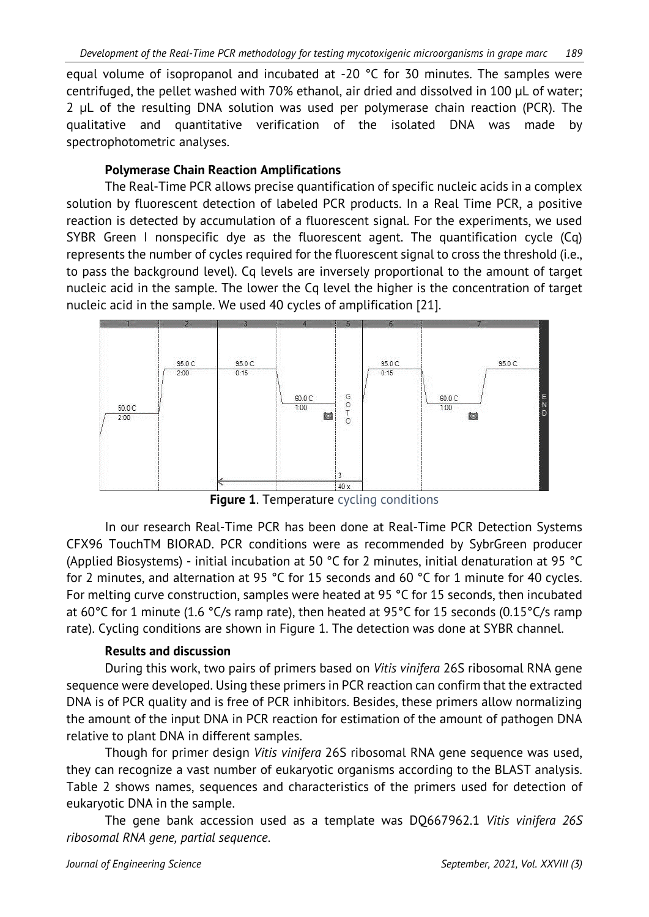equal volume of isopropanol and incubated at -20 °C for 30 minutes. The samples were centrifuged, the pellet washed with 70% ethanol, air dried and dissolved in 100 µL of water; 2 µL of the resulting DNA solution was used per polymerase chain reaction (PCR). The qualitative and quantitative verification of the isolated DNA was made by spectrophotometric analyses.

### Polymerase Chain Reaction Amplifications

The Real-Time PCR allows precise quantification of specific nucleic acids in a complex solution by fluorescent detection of labeled PCR products. In a Real Time PCR, a positive reaction is detected by accumulation of a fluorescent signal. For the experiments, we used SYBR Green I nonspecific dye as the fluorescent agent. The quantification cycle (Cq) represents the number of cycles required for the fluorescent signal to cross the threshold (i.e., to pass the background level). Cq levels are inversely proportional to the amount of target nucleic acid in the sample. The lower the Cq level the higher is the concentration of target nucleic acid in the sample. We used 40 cycles of amplification [21].

**Figure 1**. Temperature cycling conditions

In our research Real-Time PCR has been done at Real-Time PCR Detection Systems CFX96 TouchTM BIORAD. PCR conditions were as recommended by SybrGreen producer (Applied Biosystems) - initial incubation at 50 °C for 2 minutes, initial denaturation at 95 °C for 2 minutes, and alternation at 95 °C for 15 seconds and 60 °C for 1 minute for 40 cycles. For melting curve construction, samples were heated at 95 °C for 15 seconds, then incubated at 60°C for 1 minute (1.6 °C/s ramp rate), then heated at 95°C for 15 seconds (0.15°C/s ramp rate). Cycling conditions are shown in Figure 1. The detection was done at SYBR channel.

### Results and discussion

During this work, two pairs of primers based on *Vitis vinifera* 26S ribosomal RNA gene sequence were developed. Using these primers in PCR reaction can confirm that the extracted DNA is of PCR quality and is free of PCR inhibitors. Besides, these primers allow normalizing the amount of the input DNA in PCR reaction for estimation of the amount of pathogen DNA relative to plant DNA in different samples.

Though for primer design *Vitis vinifera* 26S ribosomal RNA gene sequence was used, they can recognize a vast number of eukaryotic organisms according to the BLAST analysis. Table 2 shows names, sequences and characteristics of the primers used for detection of eukaryotic DNA in the sample.

The gene bank accession used as a template was DQ667962.1 *Vitis vinifera 26S ribosomal RNA gene, partial sequence*.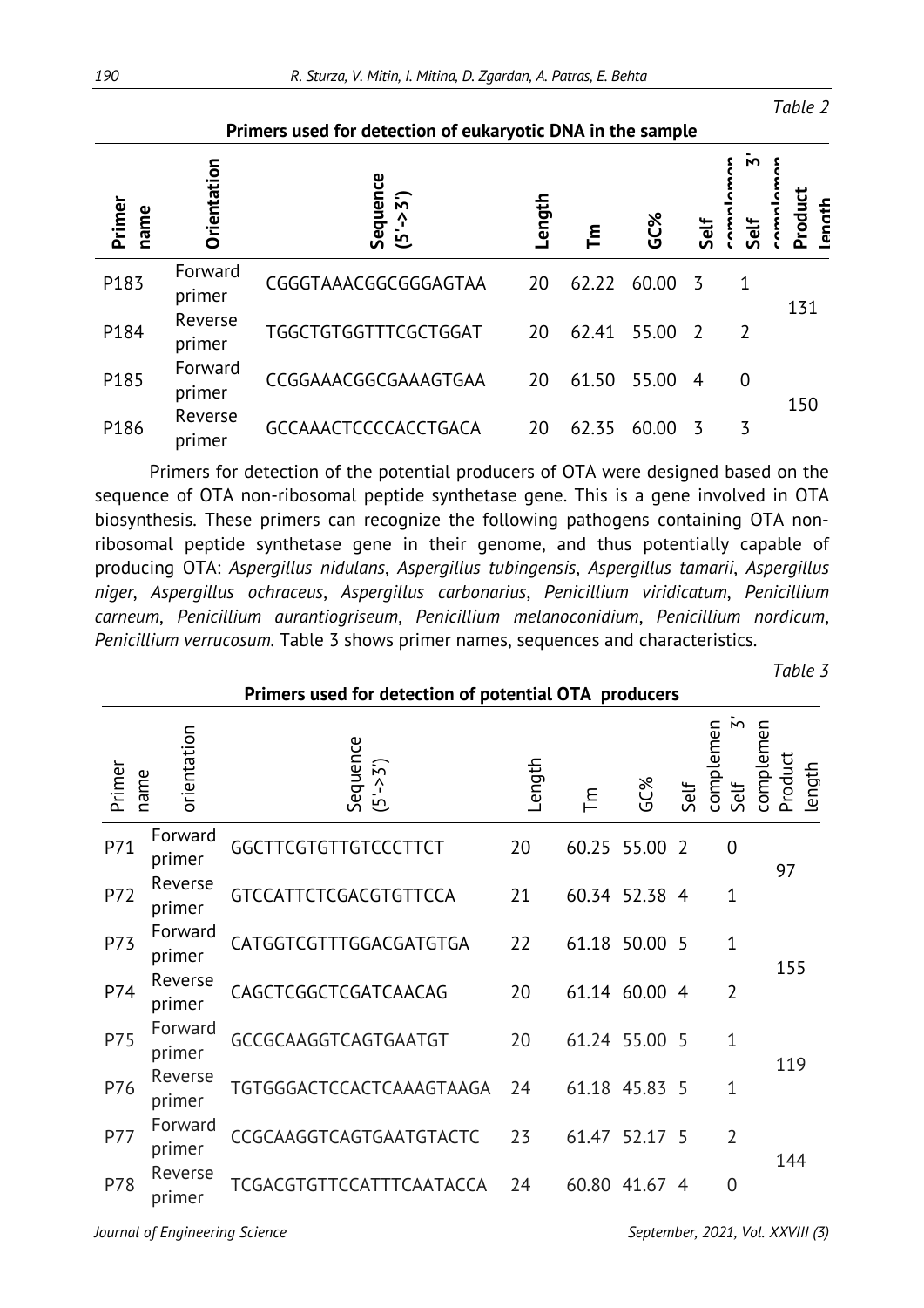*Table 2*

**Primers used for detection of eukaryotic DNA in the sample**

| Primer name | Orientation | Sequence (5'->3') | Length | Tm | GC% | Self complementarity | Self 3' complementarity | Product length |
|---|---|---|---|---|---|---|---|---|
| P183 | Forward primer | CGGGTAAACGGCGGGAGTAA | 20 | 62.22 | 60.00 | 3 | 1 | 131 |
| P184 | Reverse primer | TGGCTGTGGTTTCGCTGGAT | 20 | 62.41 | 55.00 | 2 | 2 | |
| P185 | Forward primer | CCGGAAACGGCGAAAGTGAA | 20 | 61.50 | 55.00 | 4 | 0 | 150 |
| P186 | Reverse primer | GCCAAACTCCCCACCTGACA | 20 | 62.35 | 60.00 | 3 | 3 | |

Primers for detection of the potential producers of OTA were designed based on the sequence of OTA non-ribosomal peptide synthetase gene. This is a gene involved in OTA biosynthesis. These primers can recognize the following pathogens containing OTA non-ribosomal peptide synthetase gene in their genome, and thus potentially capable of producing OTA: *Aspergillus nidulans*, *Aspergillus tubingensis*, *Aspergillus tamarii*, *Aspergillus niger*, *Aspergillus ochraceus*, *Aspergillus carbonarius*, *Penicillium viridicatum*, *Penicillium carneum*, *Penicillium aurantiogriseum*, *Penicillium melanoconidium*, *Penicillium nordicum*, *Penicillium verrucosum*. Table 3 shows primer names, sequences and characteristics.

*Table 3*

**Primers used for detection of potential OTA producers**

| Primer name | orientation | Sequence (5'->3') | Length | Tm | GC% | Self complementarity | Self 3' complementarity | Product length |
|---|---|---|---|---|---|---|---|---|
| P71 | Forward primer | GGCTTCGTGTTGTCCCTTCT | 20 | 60.25 | 55.00 | 2 | 0 | 97 |
| P72 | Reverse primer | GTCCATTCTCGACGTGTTCCA | 21 | 60.34 | 52.38 | 4 | 1 | |
| P73 | Forward primer | CATGGTCGTTTGGACGATGTGA | 22 | 61.18 | 50.00 | 5 | 1 | 155 |
| P74 | Reverse primer | CAGCTCGGCTCGATCAACAG | 20 | 61.14 | 60.00 | 4 | 2 | |
| P75 | Forward primer | GCCGCAAGGTCAGTGAATGT | 20 | 61.24 | 55.00 | 5 | 1 | 119 |
| P76 | Reverse primer | TGTGGGACTCCACTCAAAGTAAGA | 24 | 61.18 | 45.83 | 5 | 1 | |
| P77 | Forward primer | CCGCAAGGTCAGTGAATGTACTC | 23 | 61.47 | 52.17 | 5 | 2 | 144 |
| P78 | Reverse primer | TCGACGTGTTCCATTTCAATACCA | 24 | 60.80 | 41.67 | 4 | 0 | |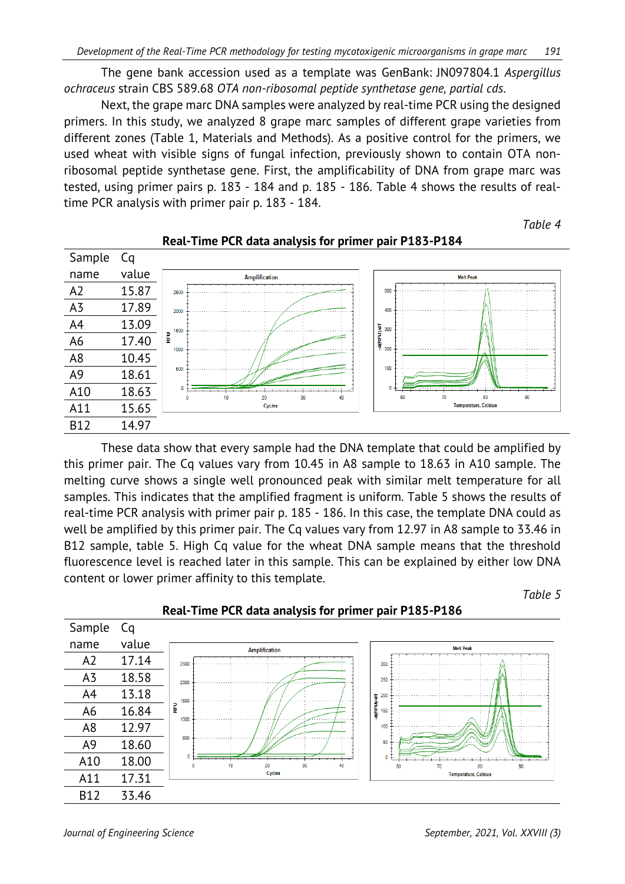The gene bank accession used as a template was GenBank: JN097804.1 *Aspergillus ochraceus* strain CBS 589.68 *OTA non-ribosomal peptide synthetase gene, partial cds*.

Next, the grape marc DNA samples were analyzed by real-time PCR using the designed primers. In this study, we analyzed 8 grape marc samples of different grape varieties from different zones (Table 1, Materials and Methods). As a positive control for the primers, we used wheat with visible signs of fungal infection, previously shown to contain OTA non-ribosomal peptide synthetase gene. First, the amplificability of DNA from grape marc was tested, using primer pairs p. 183 - 184 and p. 185 - 186. Table 4 shows the results of real-time PCR analysis with primer pair p. 183 - 184.

*Table 4*

**Real-Time PCR data analysis for primer pair P183-P184**

| Sample name | Cq value |
|---|---|
| A2 | 15.87 |
| A3 | 17.89 |
| A4 | 13.09 |
| A6 | 17.40 |
| A8 | 10.45 |
| A9 | 18.61 |
| A10 | 18.63 |
| A11 | 15.65 |
| B12 | 14.97 |

These data show that every sample had the DNA template that could be amplified by this primer pair. The Cq values vary from 10.45 in A8 sample to 18.63 in A10 sample. The melting curve shows a single well pronounced peak with similar melt temperature for all samples. This indicates that the amplified fragment is uniform. Table 5 shows the results of real-time PCR analysis with primer pair p. 185 - 186. In this case, the template DNA could as well be amplified by this primer pair. The Cq values vary from 12.97 in A8 sample to 33.46 in B12 sample, table 5. High Cq value for the wheat DNA sample means that the threshold fluorescence level is reached later in this sample. This can be explained by either low DNA content or lower primer affinity to this template.

*Table 5*

**Real-Time PCR data analysis for primer pair P185-P186**

| Sample name | Cq value |
|---|---|
| A2 | 17.14 |
| A3 | 18.58 |
| A4 | 13.18 |
| A6 | 16.84 |
| A8 | 12.97 |
| A9 | 18.60 |
| A10 | 18.00 |
| A11 | 17.31 |
| B12 | 33.46 |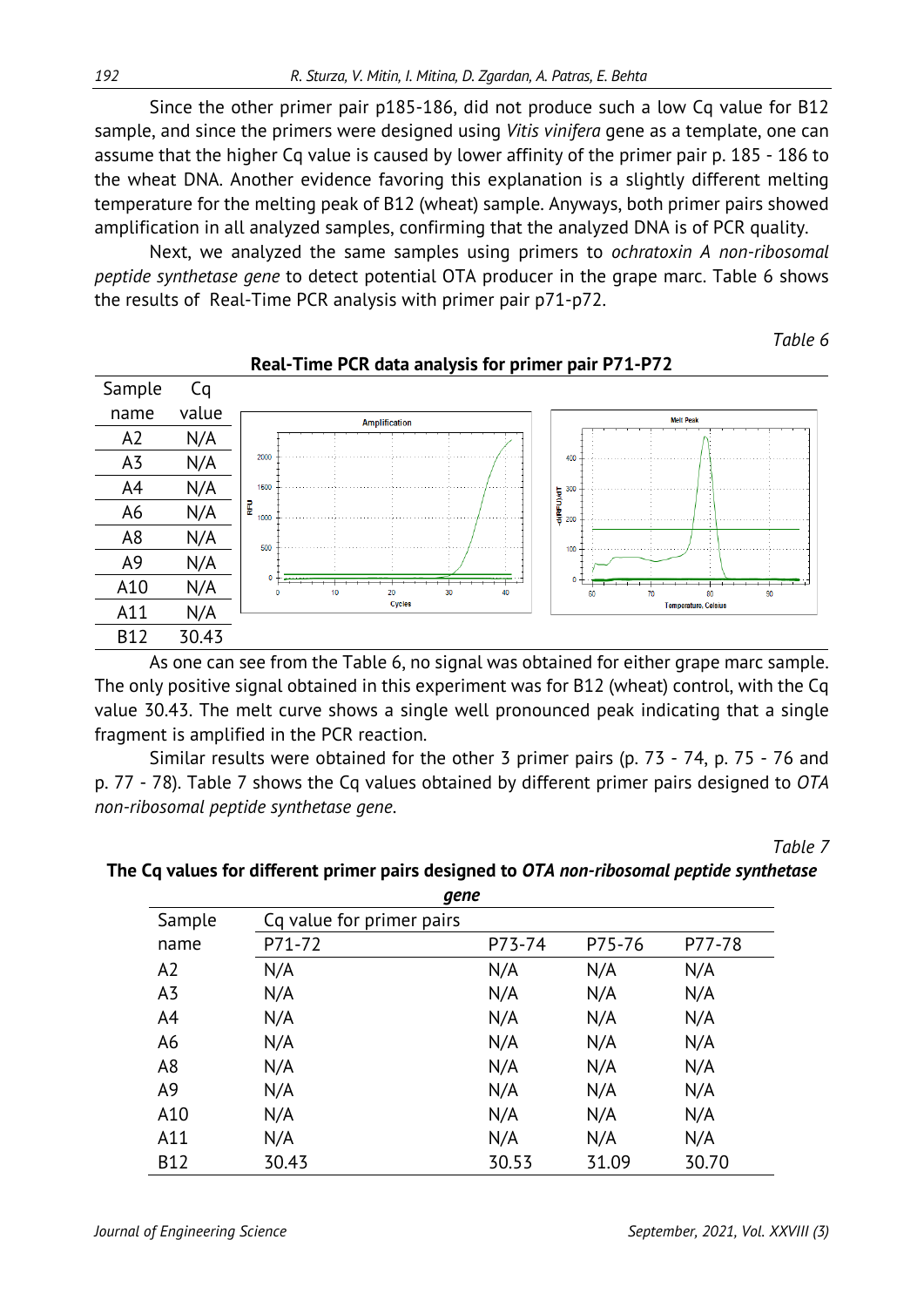Since the other primer pair p185-186, did not produce such a low Cq value for B12 sample, and since the primers were designed using *Vitis vinifera* gene as a template, one can assume that the higher Cq value is caused by lower affinity of the primer pair p. 185 - 186 to the wheat DNA. Another evidence favoring this explanation is a slightly different melting temperature for the melting peak of B12 (wheat) sample. Anyways, both primer pairs showed amplification in all analyzed samples, confirming that the analyzed DNA is of PCR quality.

Next, we analyzed the same samples using primers to *ochratoxin A non-ribosomal peptide synthetase gene* to detect potential OTA producer in the grape marc. Table 6 shows the results of Real-Time PCR analysis with primer pair p71-p72.

*Table 6*

**Real-Time PCR data analysis for primer pair P71-P72**

| Sample name | Cq value |
|---|---|
| A2 | N/A |
| A3 | N/A |
| A4 | N/A |
| A6 | N/A |
| A8 | N/A |
| A9 | N/A |
| A10 | N/A |
| A11 | N/A |
| B12 | 30.43 |

As one can see from the Table 6, no signal was obtained for either grape marc sample. The only positive signal obtained in this experiment was for B12 (wheat) control, with the Cq value 30.43. The melt curve shows a single well pronounced peak indicating that a single fragment is amplified in the PCR reaction.

Similar results were obtained for the other 3 primer pairs (p. 73 - 74, p. 75 - 76 and p. 77 - 78). Table 7 shows the Cq values obtained by different primer pairs designed to *OTA non-ribosomal peptide synthetase gene*.

*Table 7*

**The Cq values for different primer pairs designed to *OTA non-ribosomal peptide synthetase gene***

| Sample name | Cq value for primer pairs P71-72 | P73-74 | P75-76 | P77-78 |
|---|---|---|---|---|
| A2 | N/A | N/A | N/A | N/A |
| A3 | N/A | N/A | N/A | N/A |
| A4 | N/A | N/A | N/A | N/A |
| A6 | N/A | N/A | N/A | N/A |
| A8 | N/A | N/A | N/A | N/A |
| A9 | N/A | N/A | N/A | N/A |
| A10 | N/A | N/A | N/A | N/A |
| A11 | N/A | N/A | N/A | N/A |
| B12 | 30.43 | 30.53 | 31.09 | 30.70 |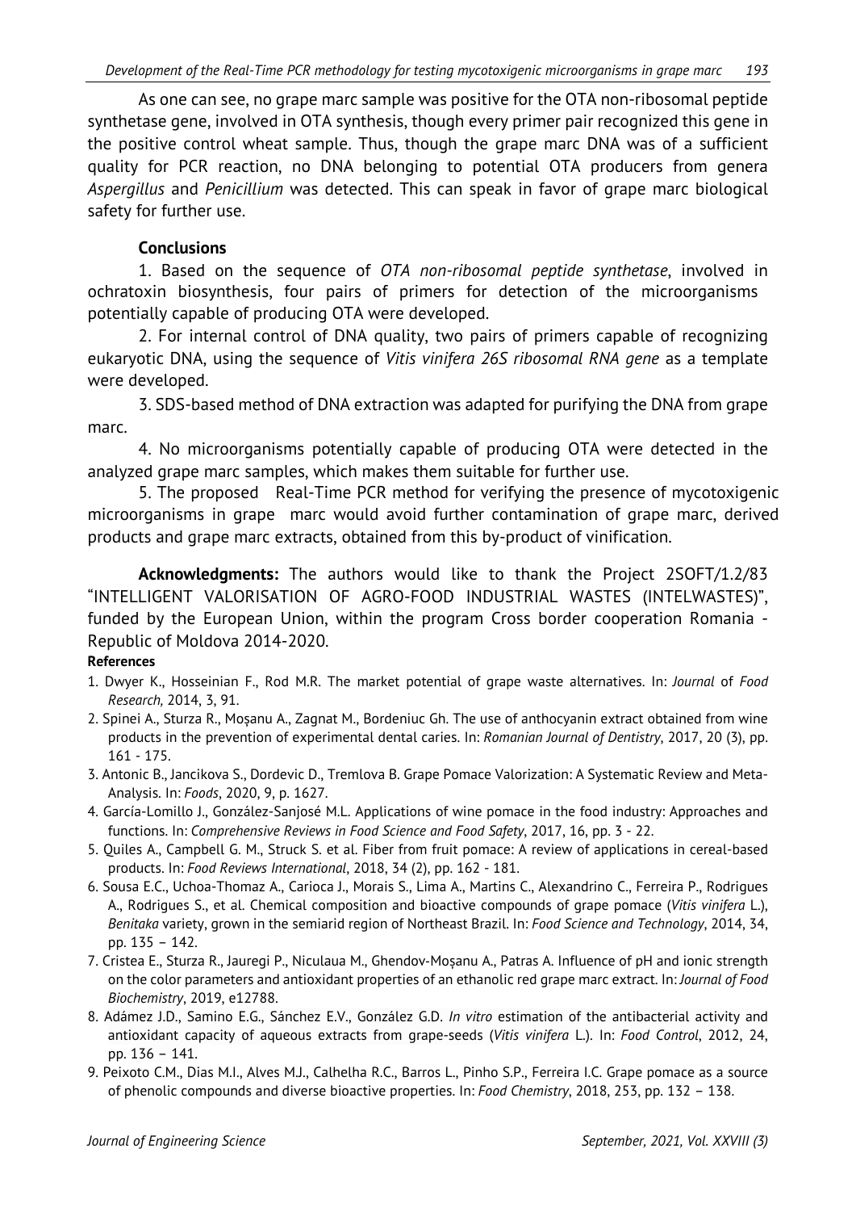As one can see, no grape marc sample was positive for the OTA non-ribosomal peptide synthetase gene, involved in OTA synthesis, though every primer pair recognized this gene in the positive control wheat sample. Thus, though the grape marc DNA was of a sufficient quality for PCR reaction, no DNA belonging to potential OTA producers from genera *Aspergillus* and *Penicillium* was detected. This can speak in favor of grape marc biological safety for further use.

## Conclusions

1. Based on the sequence of *OTA non-ribosomal peptide synthetase*, involved in ochratoxin biosynthesis, four pairs of primers for detection of the microorganisms potentially capable of producing OTA were developed.

2. For internal control of DNA quality, two pairs of primers capable of recognizing eukaryotic DNA, using the sequence of *Vitis vinifera 26S ribosomal RNA gene* as a template were developed.

3. SDS-based method of DNA extraction was adapted for purifying the DNA from grape marc.

4. No microorganisms potentially capable of producing OTA were detected in the analyzed grape marc samples, which makes them suitable for further use.

5. The proposed Real-Time PCR method for verifying the presence of mycotoxigenic microorganisms in grape marc would avoid further contamination of grape marc, derived products and grape marc extracts, obtained from this by-product of vinification.

**Acknowledgments:** The authors would like to thank the Project 2SOFT/1.2/83 "INTELLIGENT VALORISATION OF AGRO-FOOD INDUSTRIAL WASTES (INTELWASTES)", funded by the European Union, within the program Cross border cooperation Romania - Republic of Moldova 2014-2020.

## References

1. Dwyer K., Hosseinian F., Rod M.R. The market potential of grape waste alternatives. In: *Journal* of *Food Research,* 2014, 3, 91.
2. Spinei A., Sturza R., Moșanu A., Zagnat M., Bordeniuc Gh. The use of anthocyanin extract obtained from wine products in the prevention of experimental dental caries. In: *Romanian Journal of Dentistry*, 2017, 20 (3), pp. 161 - 175.
3. Antonic B., Jancikova S., Dordevic D., Tremlova B. Grape Pomace Valorization: A Systematic Review and Meta-Analysis. In: *Foods*, 2020, 9, p. 1627.
4. García-Lomillo J., González-Sanjosé M.L. Applications of wine pomace in the food industry: Approaches and functions. In: *Comprehensive Reviews in Food Science and Food Safety*, 2017, 16, pp. 3 - 22.
5. Quiles A., Campbell G. M., Struck S. et al. Fiber from fruit pomace: A review of applications in cereal-based products. In: *Food Reviews International*, 2018, 34 (2), pp. 162 - 181.
6. Sousa E.C., Uchoa-Thomaz A., Carioca J., Morais S., Lima A., Martins C., Alexandrino C., Ferreira P., Rodrigues A., Rodrigues S., et al. Chemical composition and bioactive compounds of grape pomace (*Vitis vinifera* L.), *Benitaka* variety, grown in the semiarid region of Northeast Brazil. In: *Food Science and Technology*, 2014, 34, pp. 135 – 142.
7. Cristea E., Sturza R., Jauregi P., Niculaua M., Ghendov-Moșanu A., Patras A. Influence of pH and ionic strength on the color parameters and antioxidant properties of an ethanolic red grape marc extract. In: *Journal of Food Biochemistry*, 2019, e12788.
8. Adámez J.D., Samino E.G., Sánchez E.V., González G.D. *In vitro* estimation of the antibacterial activity and antioxidant capacity of aqueous extracts from grape-seeds (*Vitis vinifera* L.). In: *Food Control*, 2012, 24, pp. 136 – 141.
9. Peixoto C.M., Dias M.I., Alves M.J., Calhelha R.C., Barros L., Pinho S.P., Ferreira I.C. Grape pomace as a source of phenolic compounds and diverse bioactive properties. In: *Food Chemistry*, 2018, 253, pp. 132 – 138.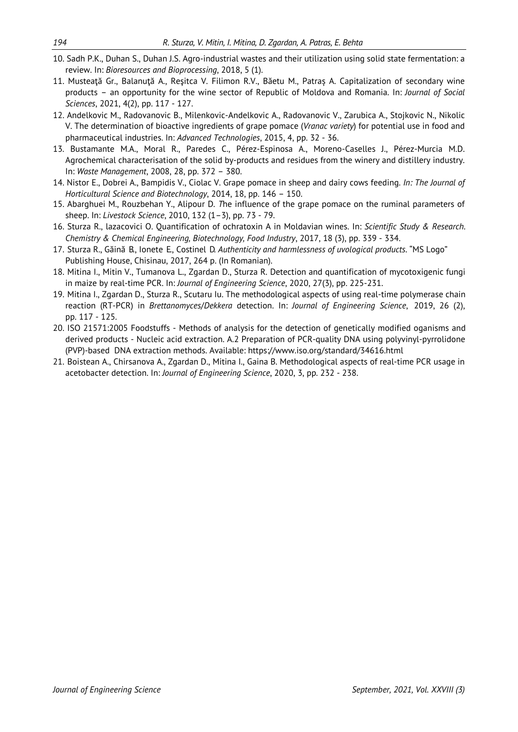10. Sadh P.K., Duhan S., Duhan J.S. Agro-industrial wastes and their utilization using solid state fermentation: a review. In: *Bioresources and Bioprocessing*, 2018, 5 (1).
11. Musteaţă Gr., Balanuţă A., Reşitca V. Filimon R.V., Băetu M., Patraş A. Capitalization of secondary wine products – an opportunity for the wine sector of Republic of Moldova and Romania. In: *Journal of Social Sciences*, 2021, 4(2), pp. 117 - 127.
12. Andelkovic M., Radovanovic B., Milenkovic-Andelkovic A., Radovanovic V., Zarubica A., Stojkovic N., Nikolic V. The determination of bioactive ingredients of grape pomace (*Vranac variety*) for potential use in food and pharmaceutical industries. In: *Advanced Technologies*, 2015, 4, pp. 32 - 36.
13. Bustamante M.A., Moral R., Paredes C., Pérez-Espinosa A., Moreno-Caselles J., Pérez-Murcia M.D. Agrochemical characterisation of the solid by-products and residues from the winery and distillery industry. In: *Waste Management*, 2008, 28, pp. 372 – 380.
14. Nistor E., Dobrei A., Bampidis V., Ciolac V. Grape pomace in sheep and dairy cows feeding. *In: The Journal of Horticultural Science and Biotechnology*, 2014, 18, pp. 146 – 150.
15. Abarghuei M., Rouzbehan Y., Alipour D. *T*he influence of the grape pomace on the ruminal parameters of sheep. In: *Livestock Science*, 2010, 132 (1–3), pp. 73 - 79.
16. Sturza R., lazacovici O. Quantification of ochratoxin A in Moldavian wines. In: *Scientific Study & Research. Chemistry & Chemical Engineering, Biotechnology, Food Industry*, 2017, 18 (3), pp. 339 - 334.
17. Sturza R., Găină B., Ionete E., Costinel D. *Authenticity and harmlessness of uvological products*. "MS Logo" Publishing House, Chisinau, 2017, 264 p. (In Romanian).
18. Mitina I., Mitin V., Tumanova L., Zgardan D., Sturza R. Detection and quantification of mycotoxigenic fungi in maize by real-time PCR. In: *Journal of Engineering Science*, 2020, 27(3), pp. 225-231.
19. Mitina I., Zgardan D., Sturza R., Scutaru Iu. The methodological aspects of using real-time polymerase chain reaction (RT-PCR) in *Brettanomyces/Dekkera* detection. In: *Journal of Engineering Science*, 2019, 26 (2), pp. 117 - 125.
20. ISO 21571:2005 Foodstuffs - Methods of analysis for the detection of genetically modified oganisms and derived products - Nucleic acid extraction. A.2 Preparation of PCR-quality DNA using polyvinyl-pyrrolidone (PVP)-based DNA extraction methods. Available: https://www.iso.org/standard/34616.html
21. Boistean A., Chirsanova A., Zgardan D., Mitina I., Gaina B. Methodological aspects of real-time PCR usage in acetobacter detection. In: *Journal of Engineering Science*, 2020, 3, pp. 232 - 238.